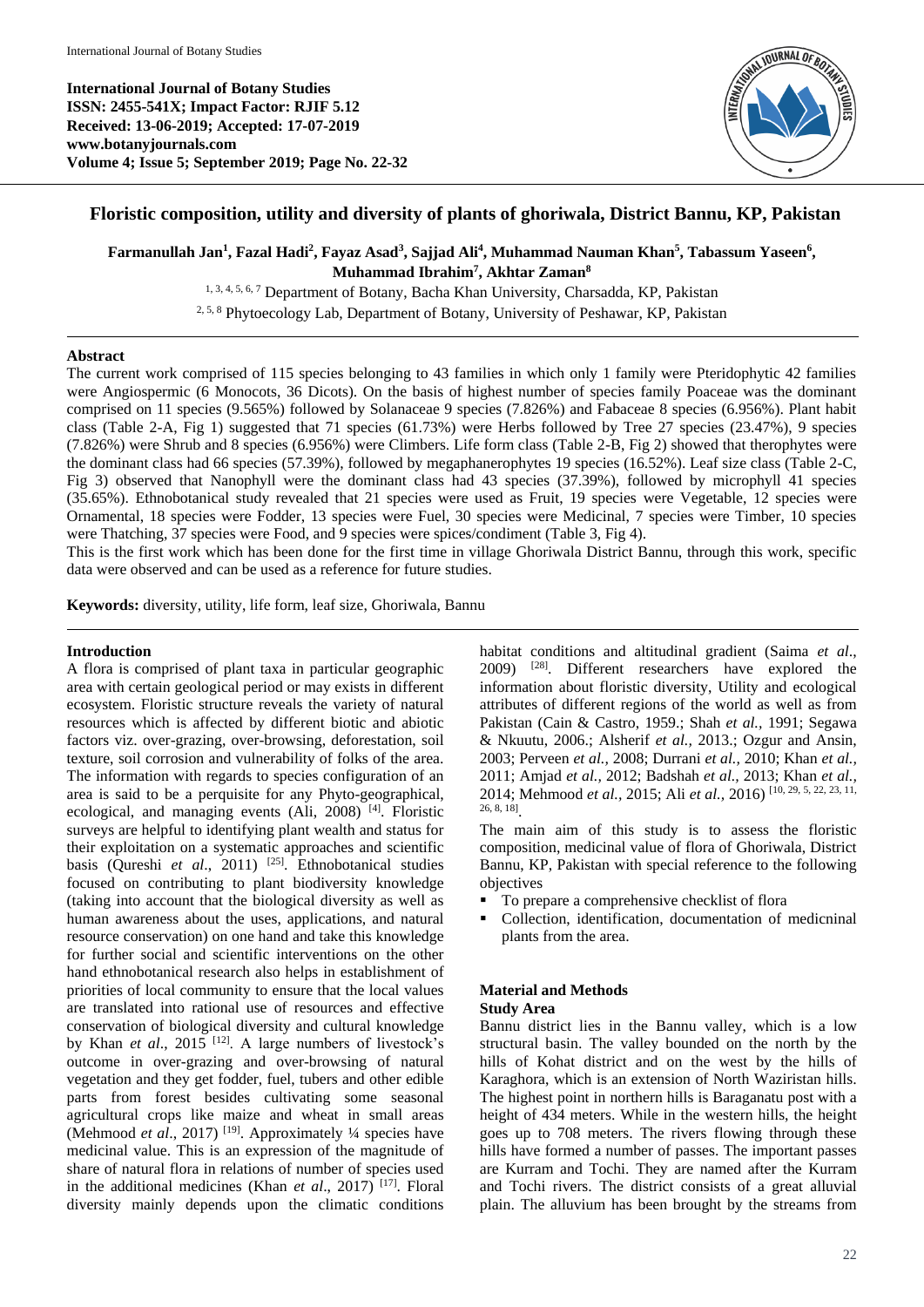International Journal of Botany Studies
ISSN: 2455-541X; Impact Factor: RJIF 5.12
Received: 13-06-2019; Accepted: 17-07-2019
www.botanyjournals.com
Volume 4; Issue 5; September 2019; Page No. 22-32

# Floristic composition, utility and diversity of plants of ghoriwala, District Bannu, KP, Pakistan

**Farmanullah Jan[1], Fazal Hadi[2], Fayaz Asad[3], Sajjad Ali[4], Muhammad Nauman Khan[5], Tabassum Yaseen[6], Muhammad Ibrahim[7], Akhtar Zaman[8]**

[1, 3, 4, 5, 6, 7] Department of Botany, Bacha Khan University, Charsadda, KP, Pakistan
[2, 5, 8] Phytoecology Lab, Department of Botany, University of Peshawar, KP, Pakistan

## Abstract

The current work comprised of 115 species belonging to 43 families in which only 1 family were Pteridophytic 42 families were Angiospermic (6 Monocots, 36 Dicots). On the basis of highest number of species family Poaceae was the dominant comprised on 11 species (9.565%) followed by Solanaceae 9 species (7.826%) and Fabaceae 8 species (6.956%). Plant habit class (Table 2-A, Fig 1) suggested that 71 species (61.73%) were Herbs followed by Tree 27 species (23.47%), 9 species (7.826%) were Shrub and 8 species (6.956%) were Climbers. Life form class (Table 2-B, Fig 2) showed that therophytes were the dominant class had 66 species (57.39%), followed by megaphanerophytes 19 species (16.52%). Leaf size class (Table 2-C, Fig 3) observed that Nanophyll were the dominant class had 43 species (37.39%), followed by microphyll 41 species (35.65%). Ethnobotanical study revealed that 21 species were used as Fruit, 19 species were Vegetable, 12 species were Ornamental, 18 species were Fodder, 13 species were Fuel, 30 species were Medicinal, 7 species were Timber, 10 species were Thatching, 37 species were Food, and 9 species were spices/condiment (Table 3, Fig 4).

This is the first work which has been done for the first time in village Ghoriwala District Bannu, through this work, specific data were observed and can be used as a reference for future studies.

**Keywords:** diversity, utility, life form, leaf size, Ghoriwala, Bannu

## Introduction

A flora is comprised of plant taxa in particular geographic area with certain geological period or may exists in different ecosystem. Floristic structure reveals the variety of natural resources which is affected by different biotic and abiotic factors viz. over-grazing, over-browsing, deforestation, soil texture, soil corrosion and vulnerability of folks of the area. The information with regards to species configuration of an area is said to be a perquisite for any Phyto-geographical, ecological, and managing events (Ali, 2008) [4]. Floristic surveys are helpful to identifying plant wealth and status for their exploitation on a systematic approaches and scientific basis (Qureshi *et al*., 2011) [25]. Ethnobotanical studies focused on contributing to plant biodiversity knowledge (taking into account that the biological diversity as well as human awareness about the uses, applications, and natural resource conservation) on one hand and take this knowledge for further social and scientific interventions on the other hand ethnobotanical research also helps in establishment of priorities of local community to ensure that the local values are translated into rational use of resources and effective conservation of biological diversity and cultural knowledge by Khan *et al*., 2015 [12]. A large numbers of livestock's outcome in over-grazing and over-browsing of natural vegetation and they get fodder, fuel, tubers and other edible parts from forest besides cultivating some seasonal agricultural crops like maize and wheat in small areas (Mehmood *et al*., 2017) [19]. Approximately ¼ species have medicinal value. This is an expression of the magnitude of share of natural flora in relations of number of species used in the additional medicines (Khan *et al*., 2017) [17]. Floral diversity mainly depends upon the climatic conditions habitat conditions and altitudinal gradient (Saima *et al*., 2009) [28]. Different researchers have explored the information about floristic diversity, Utility and ecological attributes of different regions of the world as well as from Pakistan (Cain & Castro, 1959.; Shah *et al.,* 1991; Segawa & Nkuutu, 2006.; Alsherif *et al.,* 2013.; Ozgur and Ansin, 2003; Perveen *et al.,* 2008; Durrani *et al.,* 2010; Khan *et al.,* 2011; Amjad *et al.,* 2012; Badshah *et al.,* 2013; Khan *et al.,* 2014; Mehmood *et al.,* 2015; Ali *et al.,* 2016) [10, 29, 5, 22, 23, 11, 26, 8, 18].

The main aim of this study is to assess the floristic composition, medicinal value of flora of Ghoriwala, District Bannu, KP, Pakistan with special reference to the following objectives

- To prepare a comprehensive checklist of flora
- Collection, identification, documentation of medicninal plants from the area.

## Material and Methods

### Study Area

Bannu district lies in the Bannu valley, which is a low structural basin. The valley bounded on the north by the hills of Kohat district and on the west by the hills of Karaghora, which is an extension of North Waziristan hills. The highest point in northern hills is Baraganatu post with a height of 434 meters. While in the western hills, the height goes up to 708 meters. The rivers flowing through these hills have formed a number of passes. The important passes are Kurram and Tochi. They are named after the Kurram and Tochi rivers. The district consists of a great alluvial plain. The alluvium has been brought by the streams from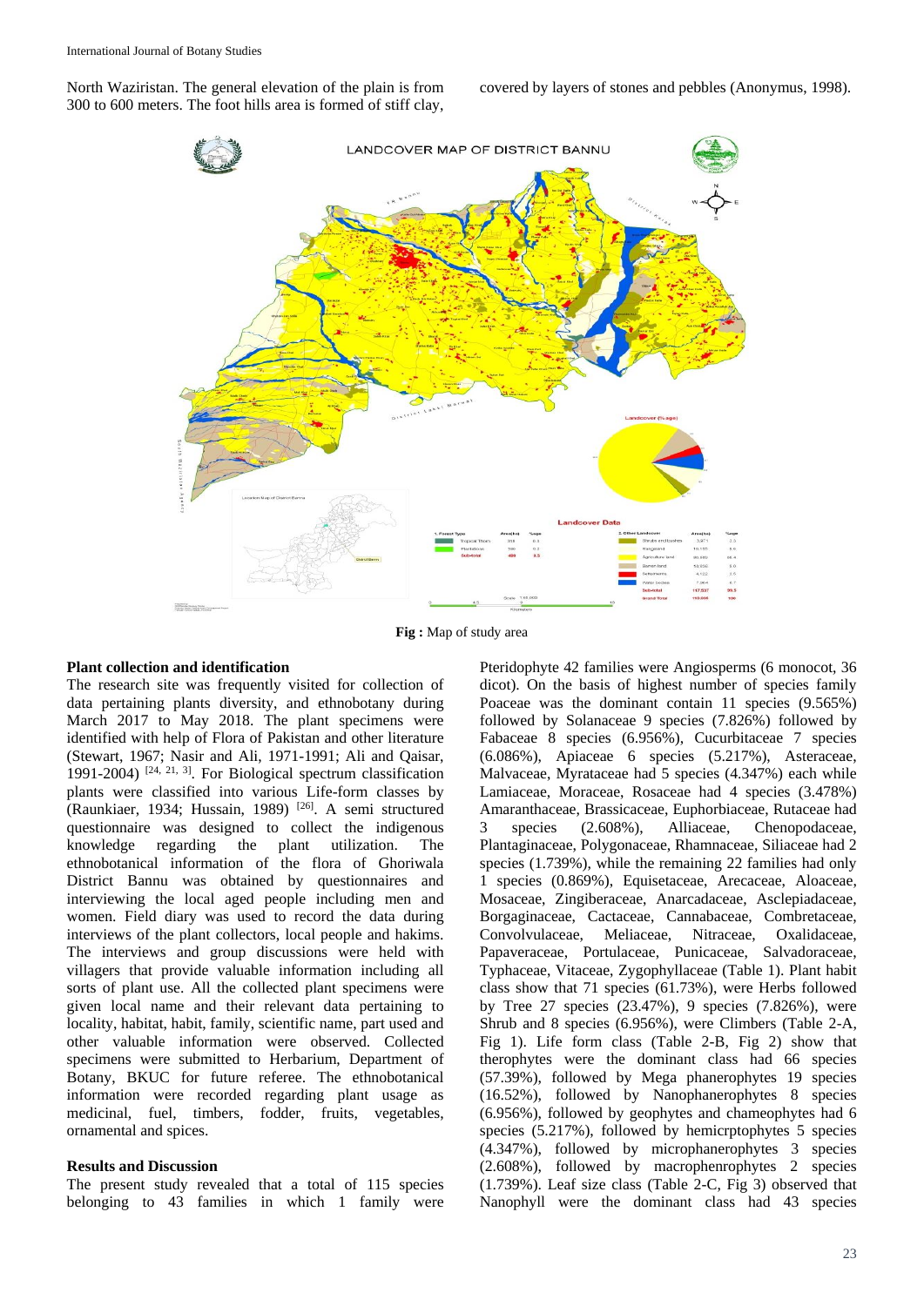North Waziristan. The general elevation of the plain is from 300 to 600 meters. The foot hills area is formed of stiff clay, covered by layers of stones and pebbles (Anonymus, 1998).

**Fig :** Map of study area

### Plant collection and identification

The research site was frequently visited for collection of data pertaining plants diversity, and ethnobotany during March 2017 to May 2018. The plant specimens were identified with help of Flora of Pakistan and other literature (Stewart, 1967; Nasir and Ali, 1971-1991; Ali and Qaisar, 1991-2004) [24, 21, 3]. For Biological spectrum classification plants were classified into various Life-form classes by (Raunkiaer, 1934; Hussain, 1989) [26]. A semi structured questionnaire was designed to collect the indigenous knowledge regarding the plant utilization. The ethnobotanical information of the flora of Ghoriwala District Bannu was obtained by questionnaires and interviewing the local aged people including men and women. Field diary was used to record the data during interviews of the plant collectors, local people and hakims. The interviews and group discussions were held with villagers that provide valuable information including all sorts of plant use. All the collected plant specimens were given local name and their relevant data pertaining to locality, habitat, habit, family, scientific name, part used and other valuable information were observed. Collected specimens were submitted to Herbarium, Department of Botany, BKUC for future referee. The ethnobotanical information were recorded regarding plant usage as medicinal, fuel, timbers, fodder, fruits, vegetables, ornamental and spices.

### Results and Discussion

The present study revealed that a total of 115 species belonging to 43 families in which 1 family were Pteridophyte 42 families were Angiosperms (6 monocot, 36 dicot). On the basis of highest number of species family Poaceae was the dominant contain 11 species (9.565%) followed by Solanaceae 9 species (7.826%) followed by Fabaceae 8 species (6.956%), Cucurbitaceae 7 species (6.086%), Apiaceae 6 species (5.217%), Asteraceae, Malvaceae, Myrataceae had 5 species (4.347%) each while Lamiaceae, Moraceae, Rosaceae had 4 species (3.478%) Amaranthaceae, Brassicaceae, Euphorbiaceae, Rutaceae had 3 species (2.608%), Alliaceae, Chenopodaceae, Plantaginaceae, Polygonaceae, Rhamnaceae, Siliaceae had 2 species (1.739%), while the remaining 22 families had only 1 species (0.869%), Equisetaceae, Arecaceae, Aloaceae, Mosaceae, Zingiberaceae, Anarcadaceae, Asclepiadaceae, Borgaginaceae, Cactaceae, Cannabaceae, Combretaceae, Convolvulaceae, Meliaceae, Nitraceae, Oxalidaceae, Papaveraceae, Portulaceae, Punicaceae, Salvadoraceae, Typhaceae, Vitaceae, Zygophyllaceae (Table 1). Plant habit class show that 71 species (61.73%), were Herbs followed by Tree 27 species (23.47%), 9 species (7.826%), were Shrub and 8 species (6.956%), were Climbers (Table 2-A, Fig 1). Life form class (Table 2-B, Fig 2) show that therophytes were the dominant class had 66 species (57.39%), followed by Mega phanerophytes 19 species (16.52%), followed by Nanophanerophytes 8 species (6.956%), followed by geophytes and chameophytes had 6 species (5.217%), followed by hemicrptophytes 5 species (4.347%), followed by microphanerophytes 3 species (2.608%), followed by macrophenrophytes 2 species (1.739%). Leaf size class (Table 2-C, Fig 3) observed that Nanophyll were the dominant class had 43 species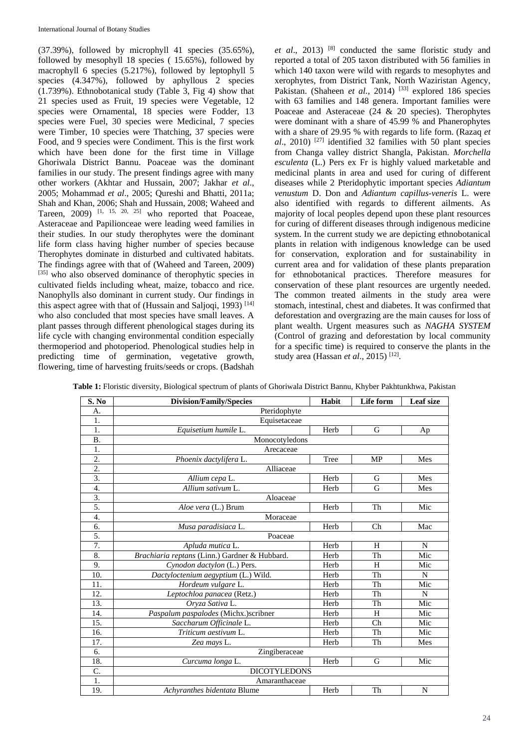(37.39%), followed by microphyll 41 species (35.65%), followed by mesophyll 18 species ( 15.65%), followed by macrophyll 6 species (5.217%), followed by leptophyll 5 species (4.347%), followed by aphyllous 2 species (1.739%). Ethnobotanical study (Table 3, Fig 4) show that 21 species used as Fruit, 19 species were Vegetable, 12 species were Ornamental, 18 species were Fodder, 13 species were Fuel, 30 species were Medicinal, 7 species were Timber, 10 species were Thatching, 37 species were Food, and 9 species were Condiment. This is the first work which have been done for the first time in Village Ghoriwala District Bannu. Poaceae was the dominant families in our study. The present findings agree with many other workers (Akhtar and Hussain, 2007; Jakhar *et al*., 2005; Mohammad *et al*., 2005; Qureshi and Bhatti, 2011a; Shah and Khan, 2006; Shah and Hussain, 2008; Waheed and Tareen, 2009) [1, 15, 20, 25] who reported that Poaceae, Asteraceae and Papilionceae were leading weed families in their studies. In our study therophytes were the dominant life form class having higher number of species because Therophytes dominate in disturbed and cultivated habitats. The findings agree with that of (Waheed and Tareen, 2009) [35] who also observed dominance of therophytic species in cultivated fields including wheat, maize, tobacco and rice. Nanophylls also dominant in current study. Our findings in this aspect agree with that of (Hussain and Saljoqi, 1993) [14] who also concluded that most species have small leaves. A plant passes through different phenological stages during its life cycle with changing environmental condition especially thermoperiod and photoperiod. Phenological studies help in predicting time of germination, vegetative growth, flowering, time of harvesting fruits/seeds or crops. (Badshah *et al*., 2013) [8] conducted the same floristic study and reported a total of 205 taxon distributed with 56 families in which 140 taxon were wild with regards to mesophytes and xerophytes, from District Tank, North Waziristan Agency, Pakistan. (Shaheen *et al.*, 2014) [33] explored 186 species with 63 families and 148 genera. Important families were Poaceae and Asteraceae (24 & 20 species). Therophytes were dominant with a share of 45.99 % and Phanerophytes with a share of 29.95 % with regards to life form. (Razaq *et al*., 2010) [27] identified 32 families with 50 plant species from Changa valley district Shangla, Pakistan. *Morchella esculenta* (L.) Pers ex Fr is highly valued marketable and medicinal plants in area and used for curing of different diseases while 2 Pteridophytic important species *Adiantum venustum* D. Don and *Adiantum capillus-veneris* L. were also identified with regards to different ailments. As majority of local peoples depend upon these plant resources for curing of different diseases through indigenous medicine system. In the current study we are depicting ethnobotanical plants in relation with indigenous knowledge can be used for conservation, exploration and for sustainability in current area and for validation of these plants preparation for ethnobotanical practices. Therefore measures for conservation of these plant resources are urgently needed. The common treated ailments in the study area were stomach, intestinal, chest and diabetes. It was confirmed that deforestation and overgrazing are the main causes for loss of plant wealth. Urgent measures such as *NAGHA SYSTEM* (Control of grazing and deforestation by local community for a specific time) is required to conserve the plants in the study area (Hassan *et al*., 2015) [12].

**Table 1:** Floristic diversity, Biological spectrum of plants of Ghoriwala District Bannu, Khyber Pakhtunkhwa, Pakistan

| S. No | Division/Family/Species | Habit | Life form | Leaf size |
|---|---|---|---|---|
| A. | Pteridophyte | | | |
| 1. | Equisetaceae | | | |
| 1. | *Equisetium humile* L. | Herb | G | Ap |
| B. | Monocotyledons | | | |
| 1. | Arecaceae | | | |
| 2. | *Phoenix dactylifera* L. | Tree | MP | Mes |
| 2. | Alliaceae | | | |
| 3. | *Allium cepa* L. | Herb | G | Mes |
| 4. | *Allium sativum* L. | Herb | G | Mes |
| 3. | Aloaceae | | | |
| 5. | *Aloe vera* (L.) Brum | Herb | Th | Mic |
| 4. | Moraceae | | | |
| 6. | *Musa paradisiaca* L. | Herb | Ch | Mac |
| 5. | Poaceae | | | |
| 7. | *Apluda mutica* L. | Herb | H | N |
| 8. | *Brachiaria reptans* (Linn.) Gardner & Hubbard. | Herb | Th | Mic |
| 9. | *Cynodon dactylon* (L.) Pers. | Herb | H | Mic |
| 10. | *Dactyloctenium aegyptium* (L.) Wild. | Herb | Th | N |
| 11. | *Hordeum vulgare* L. | Herb | Th | Mic |
| 12. | *Leptochloa panacea* (Retz.) | Herb | Th | N |
| 13. | *Oryza Sativa* L. | Herb | Th | Mic |
| 14. | *Paspalum paspalodes* (Michx.)scribner | Herb | H | Mic |
| 15. | *Saccharum Officinale* L. | Herb | Ch | Mic |
| 16. | *Triticum aestivum* L. | Herb | Th | Mic |
| 17. | *Zea mays* L. | Herb | Th | Mes |
| 6. | Zingiberaceae | | | |
| 18. | *Curcuma longa* L. | Herb | G | Mic |
| C. | DICOTYLEDONS | | | |
| 1. | Amaranthaceae | | | |
| 19. | *Achyranthes bidentata* Blume | Herb | Th | N |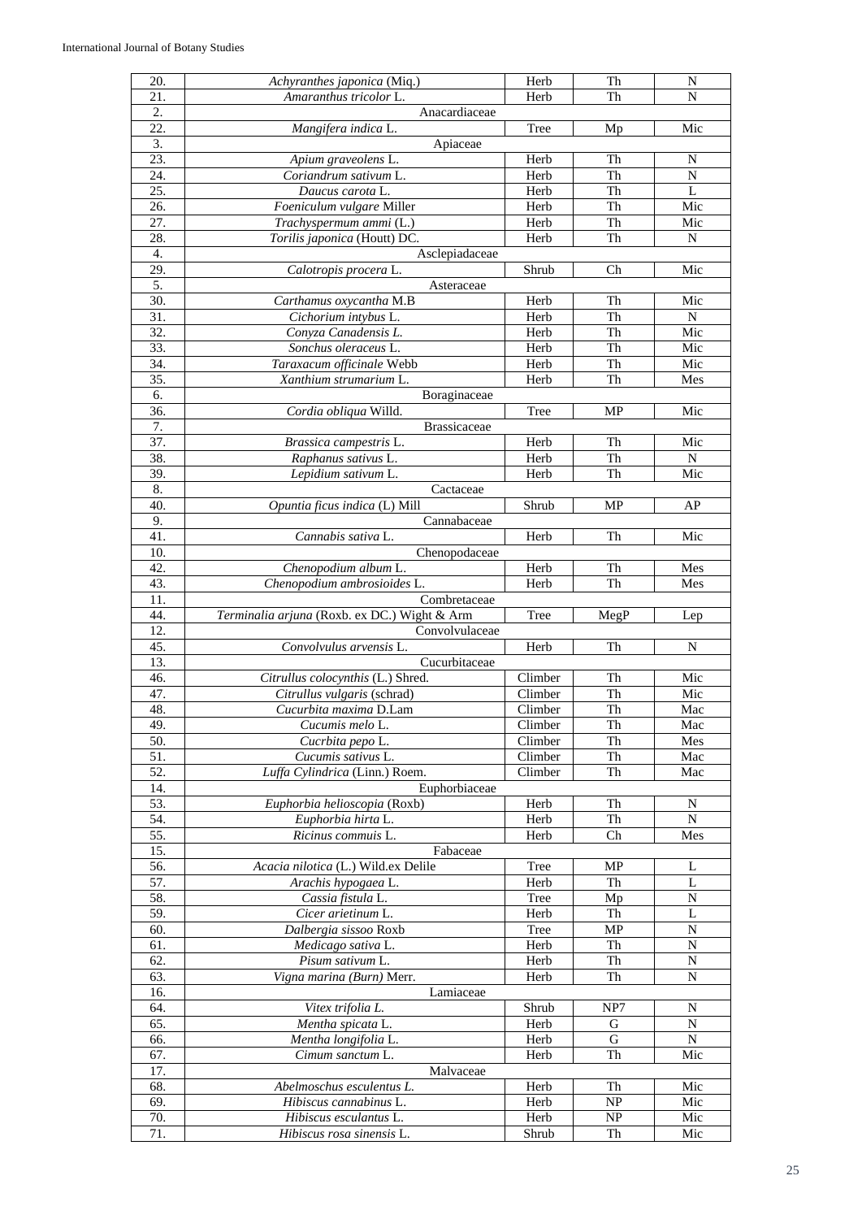| 20. | *Achyranthes japonica* (Miq.) | Herb | Th | N |
|---|---|---|---|---|
| 21. | *Amaranthus tricolor* L. | Herb | Th | N |
| 2. | Anacardiaceae | | | |
| 22. | *Mangifera indica* L. | Tree | Mp | Mic |
| 3. | Apiaceae | | | |
| 23. | *Apium graveolens* L. | Herb | Th | N |
| 24. | *Coriandrum sativum* L. | Herb | Th | N |
| 25. | *Daucus carota* L. | Herb | Th | L |
| 26. | *Foeniculum vulgare* Miller | Herb | Th | Mic |
| 27. | *Trachyspermum ammi* (L.) | Herb | Th | Mic |
| 28. | *Torilis japonica* (Houtt) DC. | Herb | Th | N |
| 4. | Asclepiadaceae | | | |
| 29. | *Calotropis procera* L. | Shrub | Ch | Mic |
| 5. | Asteraceae | | | |
| 30. | *Carthamus oxycantha* M.B | Herb | Th | Mic |
| 31. | *Cichorium intybus* L. | Herb | Th | N |
| 32. | *Conyza Canadensis L.* | Herb | Th | Mic |
| 33. | *Sonchus oleraceus* L. | Herb | Th | Mic |
| 34. | *Taraxacum officinale* Webb | Herb | Th | Mic |
| 35. | *Xanthium strumarium* L. | Herb | Th | Mes |
| 6. | Boraginaceae | | | |
| 36. | *Cordia obliqua* Willd. | Tree | MP | Mic |
| 7. | Brassicaceae | | | |
| 37. | *Brassica campestris* L. | Herb | Th | Mic |
| 38. | *Raphanus sativus* L. | Herb | Th | N |
| 39. | *Lepidium sativum* L. | Herb | Th | Mic |
| 8. | Cactaceae | | | |
| 40. | *Opuntia ficus indica* (L) Mill | Shrub | MP | AP |
| 9. | Cannabaceae | | | |
| 41. | *Cannabis sativa* L. | Herb | Th | Mic |
| 10. | Chenopodaceae | | | |
| 42. | *Chenopodium album* L. | Herb | Th | Mes |
| 43. | *Chenopodium ambrosioides* L. | Herb | Th | Mes |
| 11. | Combretaceae | | | |
| 44. | *Terminalia arjuna* (Roxb. ex DC.) Wight & Arn | Tree | MegP | Lep |
| 12. | Convolvulaceae | | | |
| 45. | *Convolvulus arvensis* L. | Herb | Th | N |
| 13. | Cucurbitaceae | | | |
| 46. | *Citrullus colocynthis* (L.) Shred. | Climber | Th | Mic |
| 47. | *Citrullus vulgaris* (schrad) | Climber | Th | Mic |
| 48. | *Cucurbita maxima* D.Lam | Climber | Th | Mac |
| 49. | *Cucumis melo* L. | Climber | Th | Mac |
| 50. | *Cucrbita pepo* L. | Climber | Th | Mes |
| 51. | *Cucumis sativus* L. | Climber | Th | Mac |
| 52. | *Luffa Cylindrica* (Linn.) Roem. | Climber | Th | Mac |
| 14. | Euphorbiaceae | | | |
| 53. | *Euphorbia helioscopia* (Roxb) | Herb | Th | N |
| 54. | *Euphorbia hirta* L. | Herb | Th | N |
| 55. | *Ricinus commuis* L. | Herb | Ch | Mes |
| 15. | Fabaceae | | | |
| 56. | *Acacia nilotica* (L.) Wild.ex Delile | Tree | MP | L |
| 57. | *Arachis hypogaea* L. | Herb | Th | L |
| 58. | *Cassia fistula* L. | Tree | Mp | N |
| 59. | *Cicer arietinum* L. | Herb | Th | L |
| 60. | *Dalbergia sissoo* Roxb | Tree | MP | N |
| 61. | *Medicago sativa* L. | Herb | Th | N |
| 62. | *Pisum sativum* L. | Herb | Th | N |
| 63. | *Vigna marina (Burn)* Merr. | Herb | Th | N |
| 16. | Lamiaceae | | | |
| 64. | *Vitex trifolia L.* | Shrub | NP7 | N |
| 65. | *Mentha spicata* L. | Herb | G | N |
| 66. | *Mentha longifolia* L. | Herb | G | N |
| 67. | *Cimum sanctum* L. | Herb | Th | Mic |
| 17. | Malvaceae | | | |
| 68. | *Abelmoschus esculentus L.* | Herb | Th | Mic |
| 69. | *Hibiscus cannabinus* L. | Herb | NP | Mic |
| 70. | *Hibiscus esculantus* L. | Herb | NP | Mic |
| 71. | *Hibiscus rosa sinensis* L. | Shrub | Th | Mic |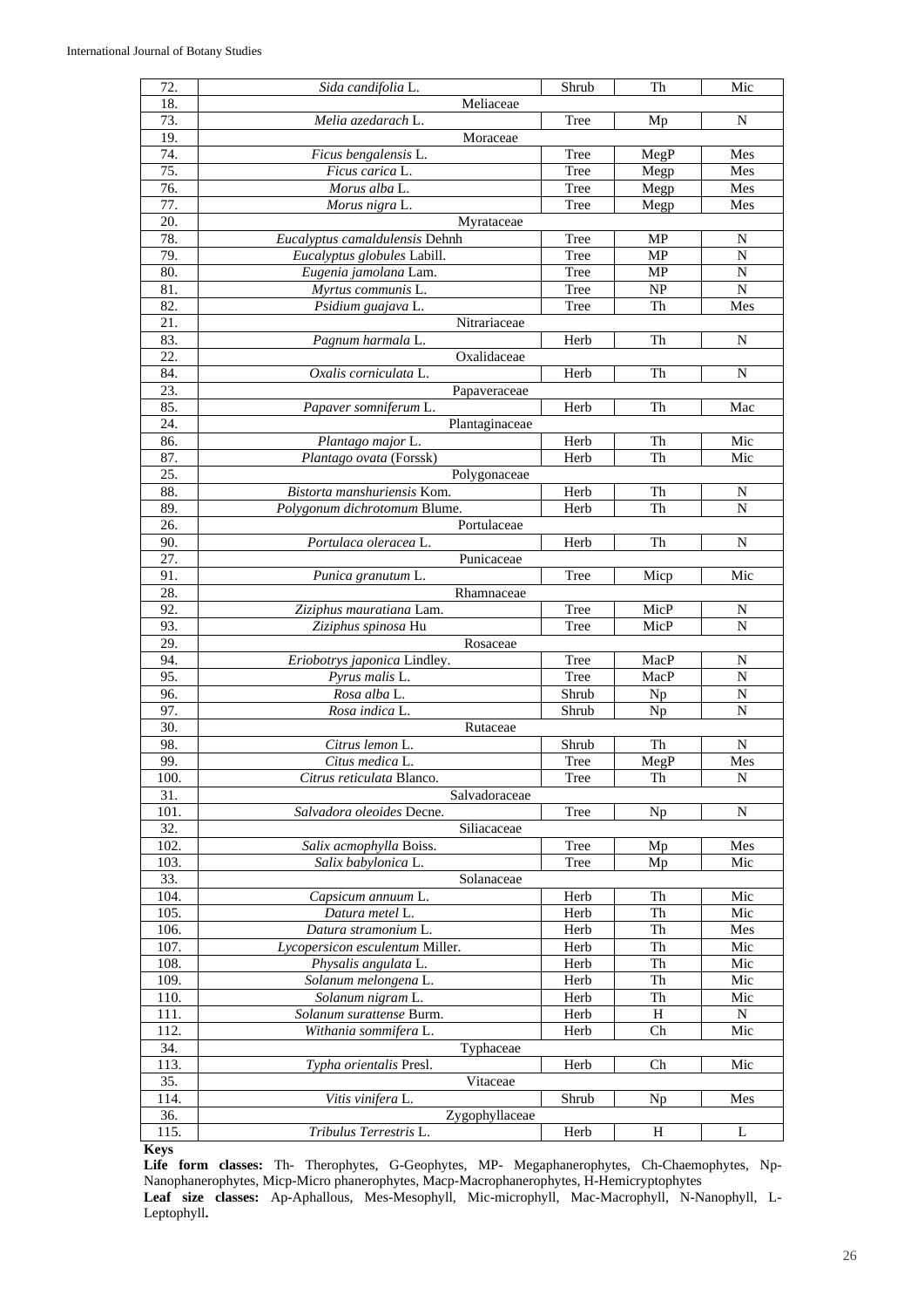| 72. | *Sida candifolia* L. | Shrub | Th | Mic |
|---|---|---|---|---|
| 18. | Meliaceae | | | |
| 73. | *Melia azedarach* L. | Tree | Mp | N |
| 19. | Moraceae | | | |
| 74. | *Ficus bengalensis* L. | Tree | MegP | Mes |
| 75. | *Ficus carica* L. | Tree | Megp | Mes |
| 76. | *Morus alba* L. | Tree | Megp | Mes |
| 77. | *Morus nigra* L. | Tree | Megp | Mes |
| 20. | Myrataceae | | | |
| 78. | *Eucalyptus camaldulensis* Dehnh | Tree | MP | N |
| 79. | *Eucalyptus globules* Labill. | Tree | MP | N |
| 80. | *Eugenia jamolana* Lam. | Tree | MP | N |
| 81. | *Myrtus communis* L. | Tree | NP | N |
| 82. | *Psidium guajava* L. | Tree | Th | Mes |
| 21. | Nitrariaceae | | | |
| 83. | *Pagnum harmala* L. | Herb | Th | N |
| 22. | Oxalidaceae | | | |
| 84. | *Oxalis corniculata* L. | Herb | Th | N |
| 23. | Papaveraceae | | | |
| 85. | *Papaver somniferum* L. | Herb | Th | Mac |
| 24. | Plantaginaceae | | | |
| 86. | *Plantago major* L. | Herb | Th | Mic |
| 87. | *Plantago ovata* (Forssk) | Herb | Th | Mic |
| 25. | Polygonaceae | | | |
| 88. | *Bistorta manshuriensis* Kom. | Herb | Th | N |
| 89. | *Polygonum dichrotomum* Blume. | Herb | Th | N |
| 26. | Portulaceae | | | |
| 90. | *Portulaca oleracea* L. | Herb | Th | N |
| 27. | Punicaceae | | | |
| 91. | *Punica granutum* L. | Tree | Micp | Mic |
| 28. | Rhamnaceae | | | |
| 92. | *Ziziphus mauratiana* Lam. | Tree | MicP | N |
| 93. | *Ziziphus spinosa* Hu | Tree | MicP | N |
| 29. | Rosaceae | | | |
| 94. | *Eriobotrys japonica* Lindley. | Tree | MacP | N |
| 95. | *Pyrus malis* L. | Tree | MacP | N |
| 96. | *Rosa alba* L. | Shrub | Np | N |
| 97. | *Rosa indica* L. | Shrub | Np | N |
| 30. | Rutaceae | | | |
| 98. | *Citrus lemon* L. | Shrub | Th | N |
| 99. | *Citus medica* L. | Tree | MegP | Mes |
| 100. | *Citrus reticulata* Blanco. | Tree | Th | N |
| 31. | Salvadoraceae | | | |
| 101. | *Salvadora oleoides* Decne. | Tree | Np | N |
| 32. | Siliacaceae | | | |
| 102. | *Salix acmophylla* Boiss. | Tree | Mp | Mes |
| 103. | *Salix babylonica* L. | Tree | Mp | Mic |
| 33. | Solanaceae | | | |
| 104. | *Capsicum annuum* L. | Herb | Th | Mic |
| 105. | *Datura metel* L. | Herb | Th | Mic |
| 106. | *Datura stramonium* L. | Herb | Th | Mes |
| 107. | *Lycopersicon esculentum* Miller. | Herb | Th | Mic |
| 108. | *Physalis angulata* L. | Herb | Th | Mic |
| 109. | *Solanum melongena* L. | Herb | Th | Mic |
| 110. | *Solanum nigram* L. | Herb | Th | Mic |
| 111. | *Solanum surattense* Burm. | Herb | H | N |
| 112. | *Withania sommifera* L. | Herb | Ch | Mic |
| 34. | Typhaceae | | | |
| 113. | *Typha orientalis* Presl. | Herb | Ch | Mic |
| 35. | Vitaceae | | | |
| 114. | *Vitis vinifera* L. | Shrub | Np | Mes |
| 36. | Zygophyllaceae | | | |
| 115. | *Tribulus Terrestris* L. | Herb | H | L |

**Keys**

**Life form classes:** Th- Therophytes, G-Geophytes, MP- Megaphanerophytes, Ch-Chaemophytes, Np-Nanophanerophytes, Micp-Micro phanerophytes, Macp-Macrophanerophytes, H-Hemicryptophytes

**Leaf size classes:** Ap-Aphallous, Mes-Mesophyll, Mic-microphyll, Mac-Macrophyll, N-Nanophyll, L-Leptophyll**.**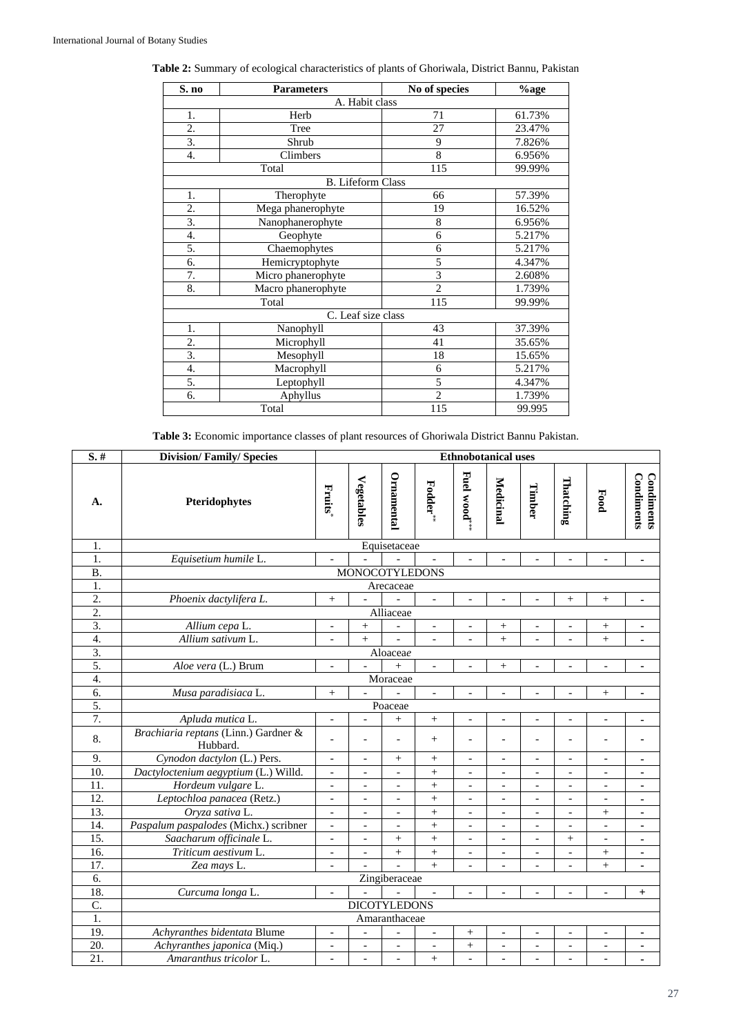**Table 2:** Summary of ecological characteristics of plants of Ghoriwala, District Bannu, Pakistan

| S. no | Parameters | No of species | %age |
|---|---|---|---|
| | A. Habit class | | |
| 1. | Herb | 71 | 61.73% |
| 2. | Tree | 27 | 23.47% |
| 3. | Shrub | 9 | 7.826% |
| 4. | Climbers | 8 | 6.956% |
| | Total | 115 | 99.99% |
| | B. Lifeform Class | | |
| 1. | Therophyte | 66 | 57.39% |
| 2. | Mega phanerophyte | 19 | 16.52% |
| 3. | Nanophanerophyte | 8 | 6.956% |
| 4. | Geophyte | 6 | 5.217% |
| 5. | Chaemophytes | 6 | 5.217% |
| 6. | Hemicryptophyte | 5 | 4.347% |
| 7. | Micro phanerophyte | 3 | 2.608% |
| 8. | Macro phanerophyte | 2 | 1.739% |
| | Total | 115 | 99.99% |
| | C. Leaf size class | | |
| 1. | Nanophyll | 43 | 37.39% |
| 2. | Microphyll | 41 | 35.65% |
| 3. | Mesophyll | 18 | 15.65% |
| 4. | Macrophyll | 6 | 5.217% |
| 5. | Leptophyll | 5 | 4.347% |
| 6. | Aphyllus | 2 | 1.739% |
| | Total | 115 | 99.995 |

**Table 3:** Economic importance classes of plant resources of Ghoriwala District Bannu Pakistan.

| S. # | Division/ Family/ Species | Ethnobotanical uses | | | | | | | | | |
|---|---|---|---|---|---|---|---|---|---|---|---|
| **A.** | **Pteridophytes** | **Fruits*** | **Vegetables** | **Ornamental** | **Fodder**** | **Fuel wood***** | **Medicinal** | **Timber** | **Thatching** | **Food** | **Condiments Condiments** |
| 1. | Equisetaceae | | | | | | | | | | |
| 1. | *Equisetum humile* L. | - | - | - | - | - | - | - | - | - | - |
| B. | MONOCOTYLEDONS | | | | | | | | | | |
| 1. | Arecaceae | | | | | | | | | | |
| 2. | *Phoenix dactylifera L.* | + | - | - | - | - | - | - | + | + | - |
| 2. | Alliaceae | | | | | | | | | | |
| 3. | *Allium cepa* L. | - | + | - | - | - | + | - | - | + | - |
| 4. | *Allium sativum* L. | - | + | - | - | - | + | - | - | + | - |
| 3. | Aloaceae | | | | | | | | | | |
| 5. | *Aloe vera* (L.) Brum | - | - | + | - | - | + | - | - | - | - |
| 4. | Moraceae | | | | | | | | | | |
| 6. | *Musa paradisiaca* L. | + | - | - | - | - | - | - | - | + | - |
| 5. | Poaceae | | | | | | | | | | |
| 7. | *Apluda mutica* L. | - | - | + | + | - | - | - | - | - | - |
| 8. | *Brachiaria reptans* (Linn.) Gardner & Hubbard. | - | - | - | + | - | - | - | - | - | - |
| 9. | *Cynodon dactylon* (L.) Pers. | - | - | + | + | - | - | - | - | - | - |
| 10. | *Dactyloctenium aegyptium* (L.) Willd. | - | - | - | + | - | - | - | - | - | - |
| 11. | *Hordeum vulgare* L. | - | - | - | + | - | - | - | - | - | - |
| 12. | *Leptochloa panacea* (Retz.) | - | - | - | + | - | - | - | - | - | - |
| 13. | *Oryza sativa* L. | - | - | - | + | - | - | - | - | + | - |
| 14. | *Paspalum paspalodes* (Michx.) scribner | - | - | - | + | - | - | - | - | - | - |
| 15. | *Saacharum officinale* L. | - | - | + | + | - | - | - | + | - | - |
| 16. | *Triticum aestivum* L. | - | - | + | + | - | - | - | - | + | - |
| 17. | *Zea mays* L. | - | - | - | + | - | - | - | - | + | - |
| 6. | Zingiberaceae | | | | | | | | | | |
| 18. | *Curcuma longa* L. | - | - | - | - | - | - | - | - | - | + |
| C. | DICOTYLEDONS | | | | | | | | | | |
| 1. | Amaranthaceae | | | | | | | | | | |
| 19. | *Achyranthes bidentata* Blume | - | - | - | - | + | - | - | - | - | - |
| 20. | *Achyranthes japonica* (Miq.) | - | - | - | - | + | - | - | - | - | - |
| 21. | *Amaranthus tricolor* L. | - | - | - | + | - | - | - | - | - | - |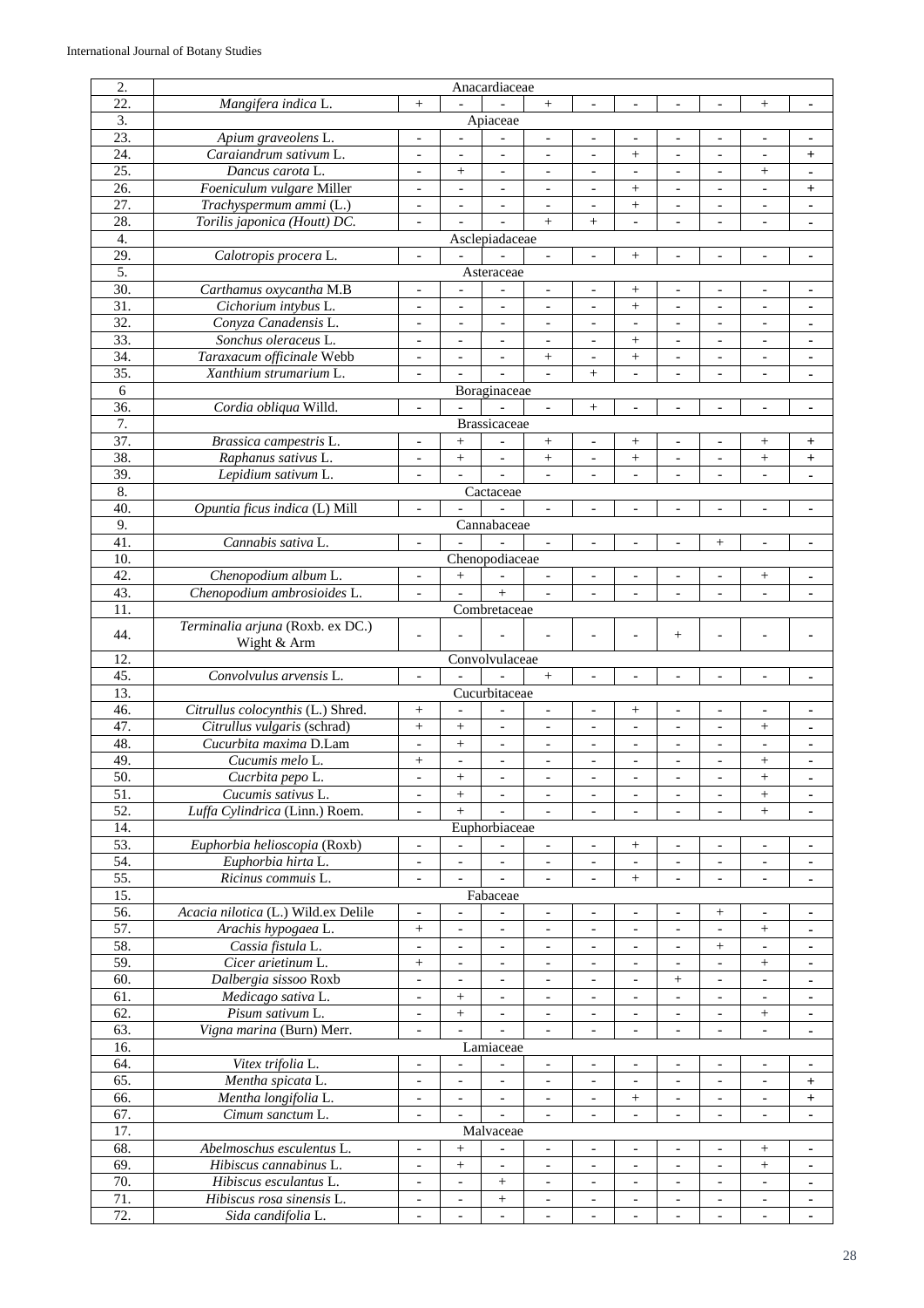| | | | | | | | | | | | |
|---|---|---|---|---|---|---|---|---|---|---|---|
| 2. | Anacardiaceae | | | | | | | | | | |
| 22. | *Mangifera indica* L. | + | - | - | + | - | - | - | - | + | - |
| 3. | Apiaceae | | | | | | | | | | |
| 23. | *Apium graveolens* L. | - | - | - | - | - | - | - | - | - | - |
| 24. | *Caraiandrum sativum* L. | - | - | - | - | - | + | - | - | - | + |
| 25. | *Dancus carota* L. | - | + | - | - | - | - | - | - | + | - |
| 26. | *Foeniculum vulgare* Miller | - | - | - | - | - | + | - | - | - | + |
| 27. | *Trachyspermum ammi* (L.) | - | - | - | - | - | + | - | - | - | - |
| 28. | *Torilis japonica (Houtt) DC.* | - | - | - | + | + | - | - | - | - | - |
| 4. | Asclepiadaceae | | | | | | | | | | |
| 29. | *Calotropis procera* L. | - | - | - | - | - | + | - | - | - | - |
| 5. | Asteraceae | | | | | | | | | | |
| 30. | *Carthamus oxycantha* M.B | - | - | - | - | - | + | - | - | - | - |
| 31. | *Cichorium intybus* L. | - | - | - | - | - | + | - | - | - | - |
| 32. | *Conyza Canadensis* L. | - | - | - | - | - | - | - | - | - | - |
| 33. | *Sonchus oleraceus* L. | - | - | - | - | - | + | - | - | - | - |
| 34. | *Taraxacum officinale* Webb | - | - | - | + | - | + | - | - | - | - |
| 35. | *Xanthium strumarium* L. | - | - | - | - | + | - | - | - | - | - |
| 6 | Boraginaceae | | | | | | | | | | |
| 36. | *Cordia obliqua* Willd. | - | - | - | - | + | - | - | - | - | - |
| 7. | Brassicaceae | | | | | | | | | | |
| 37. | *Brassica campestris* L. | - | + | - | + | - | + | - | - | + | + |
| 38. | *Raphanus sativus* L. | - | + | - | + | - | + | - | - | + | + |
| 39. | *Lepidium sativum* L. | - | - | - | - | - | - | - | - | - | - |
| 8. | Cactaceae | | | | | | | | | | |
| 40. | *Opuntia ficus indica* (L) Mill | - | - | - | - | - | - | - | - | - | - |
| 9. | Cannabaceae | | | | | | | | | | |
| 41. | *Cannabis sativa* L. | - | - | - | - | - | - | - | + | - | - |
| 10. | Chenopodiaceae | | | | | | | | | | |
| 42. | *Chenopodium album* L. | - | + | - | - | - | - | - | - | + | - |
| 43. | *Chenopodium ambrosioides* L. | - | - | + | - | - | - | - | - | - | - |
| 11. | Combretaceae | | | | | | | | | | |
| 44. | *Terminalia arjuna* (Roxb. ex DC.) Wight & Arm | - | - | - | - | - | - | + | - | - | - |
| 12. | Convolvulaceae | | | | | | | | | | |
| 45. | *Convolvulus arvensis* L. | - | - | - | + | - | - | - | - | - | - |
| 13. | Cucurbitaceae | | | | | | | | | | |
| 46. | *Citrullus colocynthis* (L.) Shred. | + | - | - | - | - | + | - | - | - | - |
| 47. | *Citrullus vulgaris* (schrad) | + | + | - | - | - | - | - | - | + | - |
| 48. | *Cucurbita maxima* D.Lam | - | + | - | - | - | - | - | - | - | - |
| 49. | *Cucumis melo* L. | + | - | - | - | - | - | - | - | + | - |
| 50. | *Cucrbita pepo* L. | - | + | - | - | - | - | - | - | + | - |
| 51. | *Cucumis sativus* L. | - | + | - | - | - | - | - | - | + | - |
| 52. | *Luffa Cylindrica* (Linn.) Roem. | - | + | - | - | - | - | - | - | + | - |
| 14. | Euphorbiaceae | | | | | | | | | | |
| 53. | *Euphorbia helioscopia* (Roxb) | - | - | - | - | - | + | - | - | - | - |
| 54. | *Euphorbia hirta* L. | - | - | - | - | - | - | - | - | - | - |
| 55. | *Ricinus commuis* L. | - | - | - | - | - | + | - | - | - | - |
| 15. | Fabaceae | | | | | | | | | | |
| 56. | *Acacia nilotica* (L.) Wild.ex Delile | - | - | - | - | - | - | - | + | - | - |
| 57. | *Arachis hypogaea* L. | + | - | - | - | - | - | - | - | + | - |
| 58. | *Cassia fistula* L. | - | - | - | - | - | - | - | + | - | - |
| 59. | *Cicer arietinum* L. | + | - | - | - | - | - | - | - | + | - |
| 60. | *Dalbergia sissoo* Roxb | - | - | - | - | - | - | + | - | - | - |
| 61. | *Medicago sativa* L. | - | + | - | - | - | - | - | - | - | - |
| 62. | *Pisum sativum* L. | - | + | - | - | - | - | - | - | + | - |
| 63. | *Vigna marina* (Burn) Merr. | - | - | - | - | - | - | - | - | - | - |
| 16. | Lamiaceae | | | | | | | | | | |
| 64. | *Vitex trifolia* L. | - | - | - | - | - | - | - | - | - | - |
| 65. | *Mentha spicata* L. | - | - | - | - | - | - | - | - | - | + |
| 66. | *Mentha longifolia* L. | - | - | - | - | - | + | - | - | - | + |
| 67. | *Cimum sanctum* L. | - | - | - | - | - | - | - | - | - | - |
| 17. | Malvaceae | | | | | | | | | | |
| 68. | *Abelmoschus esculentus* L. | - | + | - | - | - | - | - | - | + | - |
| 69. | *Hibiscus cannabinus* L. | - | + | - | - | - | - | - | - | + | - |
| 70. | *Hibiscus esculantus* L. | - | - | + | - | - | - | - | - | - | - |
| 71. | *Hibiscus rosa sinensis* L. | - | - | + | - | - | - | - | - | - | - |
| 72. | *Sida candifolia* L. | - | - | - | - | - | - | - | - | - | - |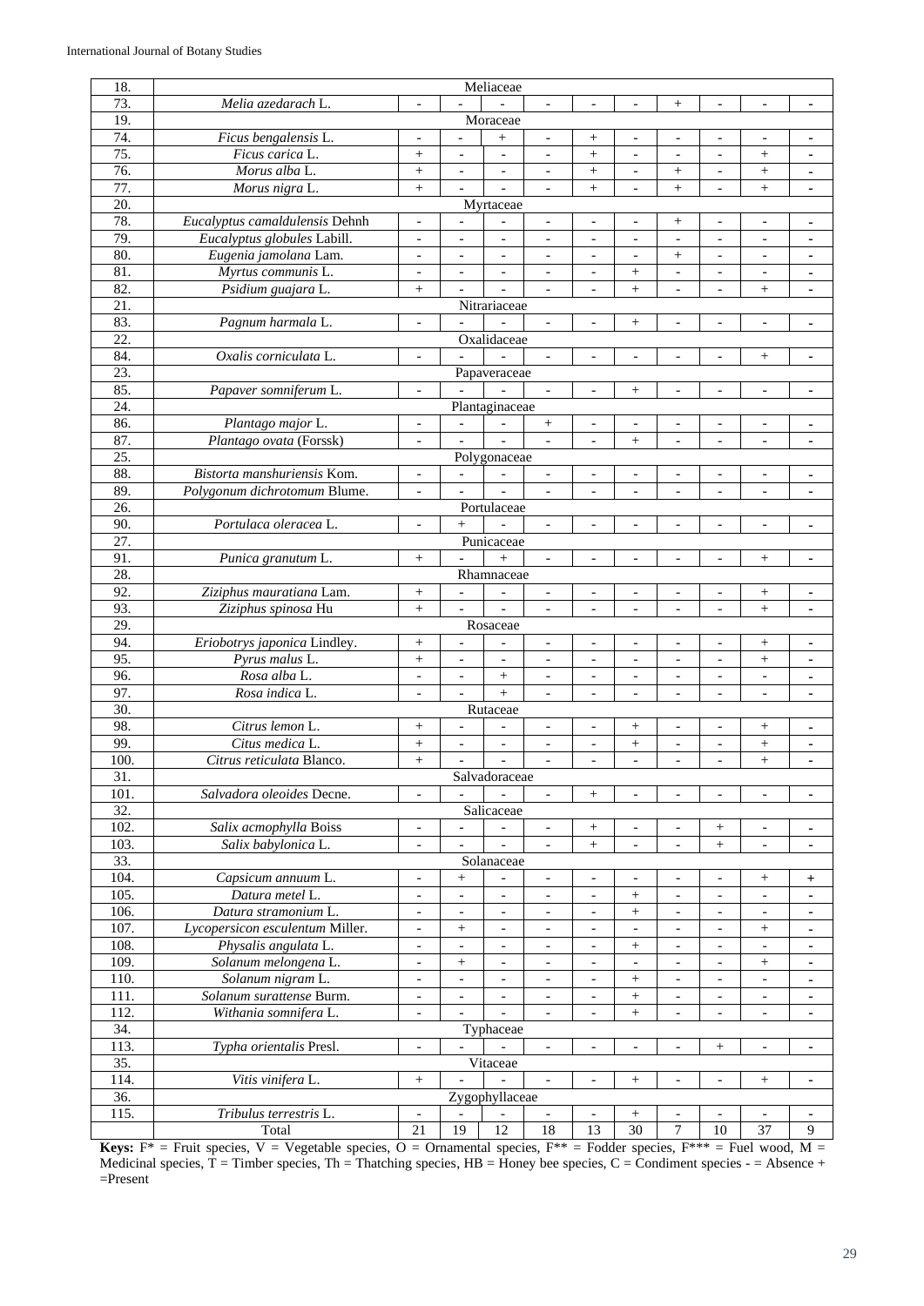| 18. | Meliaceae | | | | | | | | | | |
|---|---|---|---|---|---|---|---|---|---|---|---|
| 73. | *Melia azedarach* L. | - | - | - | - | - | - | + | - | - | - |
| 19. | Moraceae | | | | | | | | | | |
| 74. | *Ficus bengalensis* L. | - | - | + | - | + | - | - | - | - | - |
| 75. | *Ficus carica* L. | + | - | - | - | + | - | - | - | + | - |
| 76. | *Morus alba* L. | + | - | - | - | + | - | + | - | + | - |
| 77. | *Morus nigra* L. | + | - | - | - | + | - | + | - | + | - |
| 20. | Myrtaceae | | | | | | | | | | |
| 78. | *Eucalyptus camaldulensis* Dehnh | - | - | - | - | - | - | + | - | - | - |
| 79. | *Eucalyptus globules* Labill. | - | - | - | - | - | - | - | - | - | - |
| 80. | *Eugenia jamolana* Lam. | - | - | - | - | - | - | + | - | - | - |
| 81. | *Myrtus communis* L. | - | - | - | - | - | + | - | - | - | - |
| 82. | *Psidium guajara* L. | + | - | - | - | - | + | - | - | + | - |
| 21. | Nitrariaceae | | | | | | | | | | |
| 83. | *Pagnum harmala* L. | - | - | - | - | - | + | - | - | - | - |
| 22. | Oxalidaceae | | | | | | | | | | |
| 84. | *Oxalis corniculata* L. | - | - | - | - | - | - | - | - | + | - |
| 23. | Papaveraceae | | | | | | | | | | |
| 85. | *Papaver somniferum* L. | - | - | - | - | - | + | - | - | - | - |
| 24. | Plantaginaceae | | | | | | | | | | |
| 86. | *Plantago major* L. | - | - | - | + | - | - | - | - | - | - |
| 87. | *Plantago ovata* (Forssk) | - | - | - | - | - | + | - | - | - | - |
| 25. | Polygonaceae | | | | | | | | | | |
| 88. | *Bistorta manshuriensis* Kom. | - | - | - | - | - | - | - | - | - | - |
| 89. | *Polygonum dichrotomum* Blume. | - | - | - | - | - | - | - | - | - | - |
| 26. | Portulaceae | | | | | | | | | | |
| 90. | *Portulaca oleracea* L. | - | + | - | - | - | - | - | - | - | - |
| 27. | Punicaceae | | | | | | | | | | |
| 91. | *Punica granutum* L. | + | - | + | - | - | - | - | - | + | - |
| 28. | Rhamnaceae | | | | | | | | | | |
| 92. | *Ziziphus mauratiana* Lam. | + | - | - | - | - | - | - | - | + | - |
| 93. | *Ziziphus spinosa* Hu | + | - | - | - | - | - | - | - | + | - |
| 29. | Rosaceae | | | | | | | | | | |
| 94. | *Eriobotrys japonica* Lindley. | + | - | - | - | - | - | - | - | + | - |
| 95. | *Pyrus malus* L. | + | - | - | - | - | - | - | - | + | - |
| 96. | *Rosa alba* L. | - | - | + | - | - | - | - | - | - | - |
| 97. | *Rosa indica* L. | - | - | + | - | - | - | - | - | - | - |
| 30. | Rutaceae | | | | | | | | | | |
| 98. | *Citrus lemon* L. | + | - | - | - | - | + | - | - | + | - |
| 99. | *Citus medica* L. | + | - | - | - | - | + | - | - | + | - |
| 100. | *Citrus reticulata* Blanco. | + | - | - | - | - | - | - | - | + | - |
| 31. | Salvadoraceae | | | | | | | | | | |
| 101. | *Salvadora oleoides* Decne. | - | - | - | - | + | - | - | - | - | - |
| 32. | Salicaceae | | | | | | | | | | |
| 102. | *Salix acmophylla* Boiss | - | - | - | - | + | - | - | + | - | - |
| 103. | *Salix babylonica* L. | - | - | - | - | + | - | - | + | - | - |
| 33. | Solanaceae | | | | | | | | | | |
| 104. | *Capsicum annuum* L. | - | + | - | - | - | - | - | - | + | + |
| 105. | *Datura metel* L. | - | - | - | - | - | + | - | - | - | - |
| 106. | *Datura stramonium* L. | - | - | - | - | - | + | - | - | - | - |
| 107. | *Lycopersicon esculentum* Miller. | - | + | - | - | - | - | - | - | + | - |
| 108. | *Physalis angulata* L. | - | - | - | - | - | + | - | - | - | - |
| 109. | *Solanum melongena* L. | - | + | - | - | - | - | - | - | + | - |
| 110. | *Solanum nigram* L. | - | - | - | - | - | + | - | - | - | - |
| 111. | *Solanum surattense* Burm. | - | - | - | - | - | + | - | - | - | - |
| 112. | *Withania somnifera* L. | - | - | - | - | - | + | - | - | - | - |
| 34. | Typhaceae | | | | | | | | | | |
| 113. | *Typha orientalis* Presl. | - | - | - | - | - | - | - | + | - | - |
| 35. | Vitaceae | | | | | | | | | | |
| 114. | *Vitis vinifera* L. | + | - | - | - | - | + | - | - | + | - |
| 36. | Zygophyllaceae | | | | | | | | | | |
| 115. | *Tribulus terrestris* L. | - | - | - | - | - | + | - | - | - | - |
| | Total | 21 | 19 | 12 | 18 | 13 | 30 | 7 | 10 | 37 | 9 |

**Keys:** F* = Fruit species, V = Vegetable species, O = Ornamental species, F** = Fodder species, F*** = Fuel wood, M = Medicinal species, T = Timber species, Th = Thatching species, HB = Honey bee species, C = Condiment species - = Absence + =Present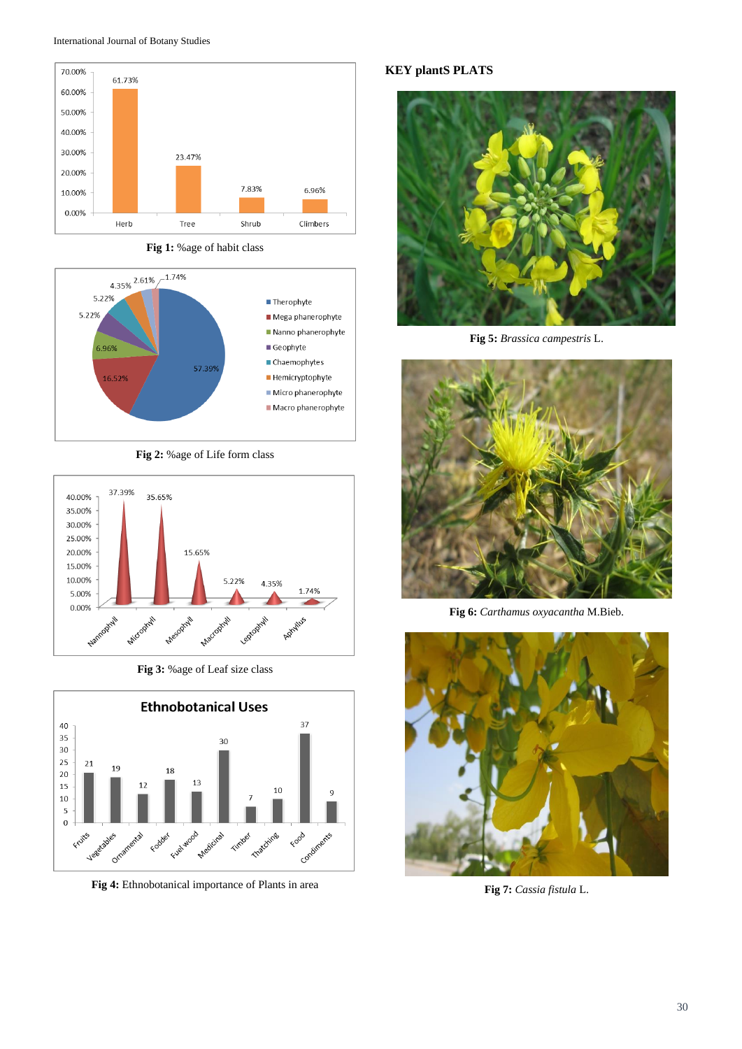Fig 1: %age of habit class

Fig 2: %age of Life form class

Fig 3: %age of Leaf size class

Fig 4: Ethnobotanical importance of Plants in area

## KEY plantS PLATS

**Fig 5:** *Brassica campestris* L.

**Fig 6:** *Carthamus oxyacantha* M.Bieb.

**Fig 7:** *Cassia fistula* L.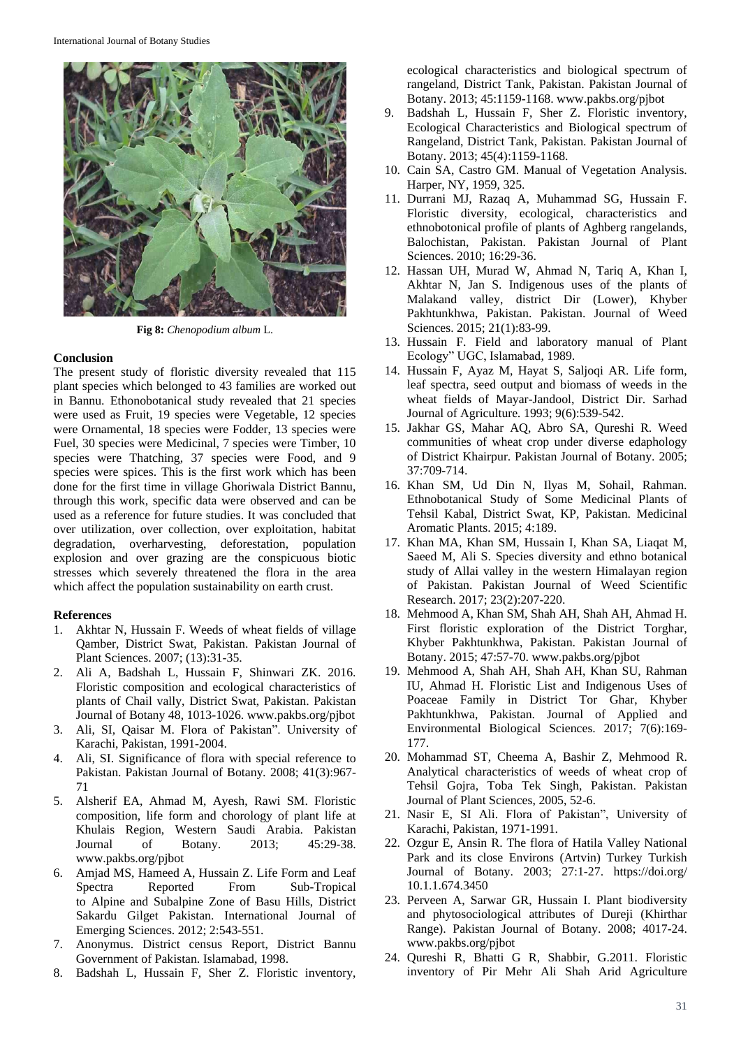**Fig 8:** *Chenopodium album* L.

## Conclusion

The present study of floristic diversity revealed that 115 plant species which belonged to 43 families are worked out in Bannu. Ethonobotanical study revealed that 21 species were used as Fruit, 19 species were Vegetable, 12 species were Ornamental, 18 species were Fodder, 13 species were Fuel, 30 species were Medicinal, 7 species were Timber, 10 species were Thatching, 37 species were Food, and 9 species were spices. This is the first work which has been done for the first time in village Ghoriwala District Bannu, through this work, specific data were observed and can be used as a reference for future studies. It was concluded that over utilization, over collection, over exploitation, habitat degradation, overharvesting, deforestation, population explosion and over grazing are the conspicuous biotic stresses which severely threatened the flora in the area which affect the population sustainability on earth crust.

## References

1. Akhtar N, Hussain F. Weeds of wheat fields of village Qamber, District Swat, Pakistan. Pakistan Journal of Plant Sciences. 2007; (13):31-35.
2. Ali A, Badshah L, Hussain F, Shinwari ZK. 2016. Floristic composition and ecological characteristics of plants of Chail vally, District Swat, Pakistan. Pakistan Journal of Botany 48, 1013-1026. www.pakbs.org/pjbot
3. Ali, SI, Qaisar M. Flora of Pakistan". University of Karachi, Pakistan, 1991-2004.
4. Ali, SI. Significance of flora with special reference to Pakistan. Pakistan Journal of Botany. 2008; 41(3):967-71
5. Alsherif EA, Ahmad M, Ayesh, Rawi SM. Floristic composition, life form and chorology of plant life at Khulais Region, Western Saudi Arabia. Pakistan Journal of Botany. 2013; 45:29-38. www.pakbs.org/pjbot
6. Amjad MS, Hameed A, Hussain Z. Life Form and Leaf Spectra Reported From Sub-Tropical to Alpine and Subalpine Zone of Basu Hills, District Sakardu Gilget Pakistan. International Journal of Emerging Sciences. 2012; 2:543-551.
7. Anonymus. District census Report, District Bannu Government of Pakistan. Islamabad, 1998.
8. Badshah L, Hussain F, Sher Z. Floristic inventory, ecological characteristics and biological spectrum of rangeland, District Tank, Pakistan. Pakistan Journal of Botany. 2013; 45:1159-1168. www.pakbs.org/pjbot
9. Badshah L, Hussain F, Sher Z. Floristic inventory, Ecological Characteristics and Biological spectrum of Rangeland, District Tank, Pakistan. Pakistan Journal of Botany. 2013; 45(4):1159-1168.
10. Cain SA, Castro GM. Manual of Vegetation Analysis. Harper, NY, 1959, 325.
11. Durrani MJ, Razaq A, Muhammad SG, Hussain F. Floristic diversity, ecological, characteristics and ethnobotonical profile of plants of Aghberg rangelands, Balochistan, Pakistan. Pakistan Journal of Plant Sciences. 2010; 16:29-36.
12. Hassan UH, Murad W, Ahmad N, Tariq A, Khan I, Akhtar N, Jan S. Indigenous uses of the plants of Malakand valley, district Dir (Lower), Khyber Pakhtunkhwa, Pakistan. Pakistan. Journal of Weed Sciences. 2015; 21(1):83-99.
13. Hussain F. Field and laboratory manual of Plant Ecology" UGC, Islamabad, 1989.
14. Hussain F, Ayaz M, Hayat S, Saljoqi AR. Life form, leaf spectra, seed output and biomass of weeds in the wheat fields of Mayar-Jandool, District Dir. Sarhad Journal of Agriculture. 1993; 9(6):539-542.
15. Jakhar GS, Mahar AQ, Abro SA, Qureshi R. Weed communities of wheat crop under diverse edaphology of District Khairpur. Pakistan Journal of Botany. 2005; 37:709-714.
16. Khan SM, Ud Din N, Ilyas M, Sohail, Rahman. Ethnobotanical Study of Some Medicinal Plants of Tehsil Kabal, District Swat, KP, Pakistan. Medicinal Aromatic Plants. 2015; 4:189.
17. Khan MA, Khan SM, Hussain I, Khan SA, Liaqat M, Saeed M, Ali S. Species diversity and ethno botanical study of Allai valley in the western Himalayan region of Pakistan. Pakistan Journal of Weed Scientific Research. 2017; 23(2):207-220.
18. Mehmood A, Khan SM, Shah AH, Shah AH, Ahmad H. First floristic exploration of the District Torghar, Khyber Pakhtunkhwa, Pakistan. Pakistan Journal of Botany. 2015; 47:57-70. www.pakbs.org/pjbot
19. Mehmood A, Shah AH, Shah AH, Khan SU, Rahman IU, Ahmad H. Floristic List and Indigenous Uses of Poaceae Family in District Tor Ghar, Khyber Pakhtunkhwa, Pakistan. Journal of Applied and Environmental Biological Sciences. 2017; 7(6):169-177.
20. Mohammad ST, Cheema A, Bashir Z, Mehmood R. Analytical characteristics of weeds of wheat crop of Tehsil Gojra, Toba Tek Singh, Pakistan. Pakistan Journal of Plant Sciences, 2005, 52-6.
21. Nasir E, SI Ali. Flora of Pakistan", University of Karachi, Pakistan, 1971-1991.
22. Ozgur E, Ansin R. The flora of Hatila Valley National Park and its close Environs (Artvin) Turkey Turkish Journal of Botany. 2003; 27:1-27. https://doi.org/10.1.1.674.3450
23. Perveen A, Sarwar GR, Hussain I. Plant biodiversity and phytosociological attributes of Dureji (Khirthar Range). Pakistan Journal of Botany. 2008; 4017-24. www.pakbs.org/pjbot
24. Qureshi R, Bhatti G R, Shabbir, G.2011. Floristic inventory of Pir Mehr Ali Shah Arid Agriculture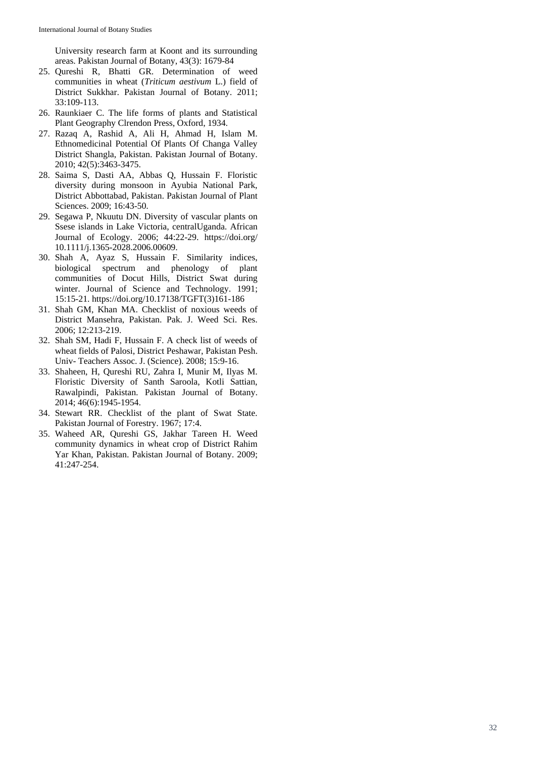University research farm at Koont and its surrounding areas. Pakistan Journal of Botany, 43(3): 1679-84

25. Qureshi R, Bhatti GR. Determination of weed communities in wheat (*Triticum aestivum* L.) field of District Sukkhar. Pakistan Journal of Botany. 2011; 33:109-113.
26. Raunkiaer C. The life forms of plants and Statistical Plant Geography Clrendon Press, Oxford, 1934.
27. Razaq A, Rashid A, Ali H, Ahmad H, Islam M. Ethnomedicinal Potential Of Plants Of Changa Valley District Shangla, Pakistan. Pakistan Journal of Botany. 2010; 42(5):3463-3475.
28. Saima S, Dasti AA, Abbas Q, Hussain F. Floristic diversity during monsoon in Ayubia National Park, District Abbottabad, Pakistan. Pakistan Journal of Plant Sciences. 2009; 16:43-50.
29. Segawa P, Nkuutu DN. Diversity of vascular plants on Ssese islands in Lake Victoria, centralUganda. African Journal of Ecology. 2006; 44:22-29. https://doi.org/10.1111/j.1365-2028.2006.00609.
30. Shah A, Ayaz S, Hussain F. Similarity indices, biological spectrum and phenology of plant communities of Docut Hills, District Swat during winter. Journal of Science and Technology. 1991; 15:15-21. https://doi.org/10.17138/TGFT(3)161-186
31. Shah GM, Khan MA. Checklist of noxious weeds of District Mansehra, Pakistan. Pak. J. Weed Sci. Res. 2006; 12:213-219.
32. Shah SM, Hadi F, Hussain F. A check list of weeds of wheat fields of Palosi, District Peshawar, Pakistan Pesh. Univ- Teachers Assoc. J. (Science). 2008; 15:9-16.
33. Shaheen, H, Qureshi RU, Zahra I, Munir M, Ilyas M. Floristic Diversity of Santh Saroola, Kotli Sattian, Rawalpindi, Pakistan. Pakistan Journal of Botany. 2014; 46(6):1945-1954.
34. Stewart RR. Checklist of the plant of Swat State. Pakistan Journal of Forestry. 1967; 17:4.
35. Waheed AR, Qureshi GS, Jakhar Tareen H. Weed community dynamics in wheat crop of District Rahim Yar Khan, Pakistan. Pakistan Journal of Botany. 2009; 41:247-254.